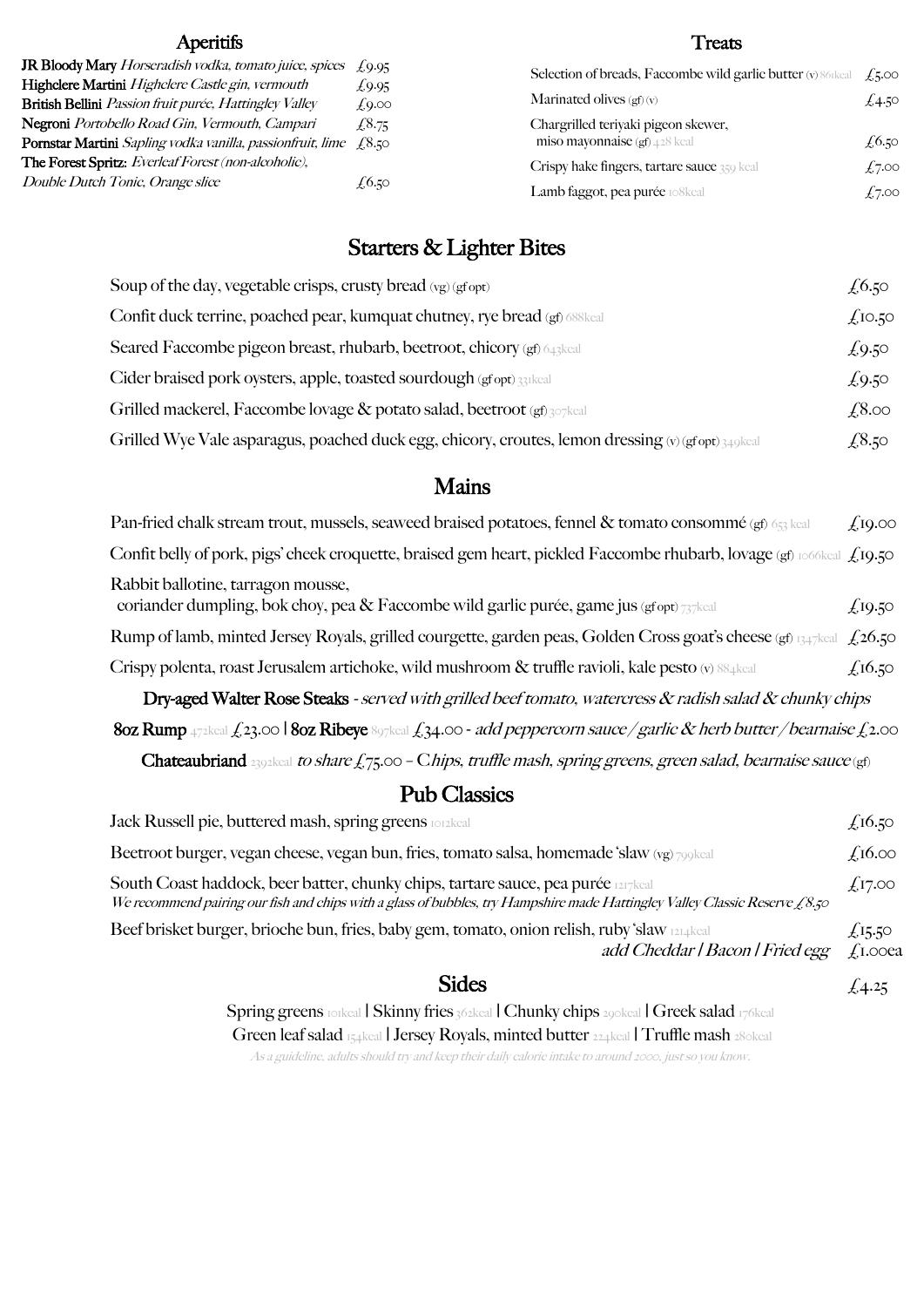## Aperitifs

**JR Bloody Mary** *Horseradish vodka, tomato juice, spices* £9.95
**Highclere Martini** *Highclere Castle gin, vermouth* £9.95
**British Bellini** *Passion fruit purée, Hattingley Valley* £9.00
**Negroni** *Portobello Road Gin, Vermouth, Campari* £8.75
**Pornstar Martini** *Sapling vodka vanilla, passionfruit, lime* £8.50
**The Forest Spritz:** *Everleaf Forest (non-alcoholic), Double Dutch Tonic, Orange slice* £6.50

## Treats

Selection of breads, Faccombe wild garlic butter (v) 861kcal £5.00
Marinated olives (gf) (v) £4.50
Chargrilled teriyaki pigeon skewer, miso mayonnaise (gf) 428 kcal £6.50
Crispy hake fingers, tartare sauce 359 kcal £7.00
Lamb faggot, pea purée 108kcal £7.00

## Starters & Lighter Bites

Soup of the day, vegetable crisps, crusty bread (vg) (gf opt) £6.50
Confit duck terrine, poached pear, kumquat chutney, rye bread (gf) 688kcal £10.50
Seared Faccombe pigeon breast, rhubarb, beetroot, chicory (gf) 643kcal £9.50
Cider braised pork oysters, apple, toasted sourdough (gf opt) 331kcal £9.50
Grilled mackerel, Faccombe lovage & potato salad, beetroot (gf) 307kcal £8.00
Grilled Wye Vale asparagus, poached duck egg, chicory, croutes, lemon dressing (v) (gf opt) 349kcal £8.50

## Mains

Pan-fried chalk stream trout, mussels, seaweed braised potatoes, fennel & tomato consommé (gf) 653 kcal £19.00
Confit belly of pork, pigs' cheek croquette, braised gem heart, pickled Faccombe rhubarb, lovage (gf) 1066kcal £19.50
Rabbit ballotine, tarragon mousse, coriander dumpling, bok choy, pea & Faccombe wild garlic purée, game jus (gf opt) 737kcal £19.50
Rump of lamb, minted Jersey Royals, grilled courgette, garden peas, Golden Cross goat's cheese (gf) 1347kcal £26.50
Crispy polenta, roast Jerusalem artichoke, wild mushroom & truffle ravioli, kale pesto (v) 884kcal £16.50

**Dry-aged Walter Rose Steaks** - *served with grilled beef tomato, watercress & radish salad & chunky chips*

**8oz Rump** 472kcal £23.00 | **8oz Ribeye** 897kcal £34.00 - *add peppercorn sauce / garlic & herb butter / bearnaise £2.00*

**Chateaubriand** 2392kcal *to share £75.00 – Chips, truffle mash, spring greens, green salad, bearnaise sauce* (gf)

## Pub Classics

Jack Russell pie, buttered mash, spring greens 1012kcal £16.50
Beetroot burger, vegan cheese, vegan bun, fries, tomato salsa, homemade 'slaw (vg) 799kcal £16.00
South Coast haddock, beer batter, chunky chips, tartare sauce, pea purée 1217kcal £17.00
*We recommend pairing our fish and chips with a glass of bubbles, try Hampshire made Hattingley Valley Classic Reserve £8.50*
Beef brisket burger, brioche bun, fries, baby gem, tomato, onion relish, ruby 'slaw 1214kcal £15.50
*add Cheddar / Bacon / Fried egg* £1.00ea

## Sides £4.25

Spring greens 101kcal | Skinny fries 362kcal | Chunky chips 290kcal | Greek salad 176kcal
Green leaf salad 154kcal | Jersey Royals, minted butter 224kcal | Truffle mash 280kcal

*As a guideline, adults should try and keep their daily calorie intake to around 2000, just so you know.*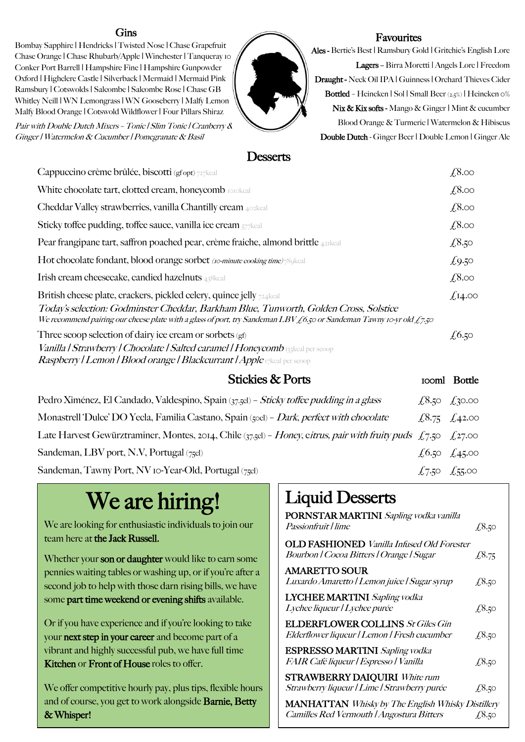## Gins

Bombay Sapphire | Hendricks | Twisted Nose | Chase Grapefruit
Chase Orange | Chase Rhubarb/Apple | Winchester | Tanqueray 10
Conker Port Barrell | Hampshire Fine | Hampshire Gunpowder
Oxford | Highclere Castle | Silverback | Mermaid | Mermaid Pink
Ramsbury | Cotswolds | Salcombe | Salcombe Rose | Chase GB
Whitley Neill | WN Lemongrass | WN Gooseberry | Malfy Lemon
Malfy Blood Orange | Cotswold Wildflower | Four Pillars Shiraz

*Pair with Double Dutch Mixers – Tonic | Slim Tonic | Cranberry & Ginger | Watermelon & Cucumber | Pomegranate & Basil*

## Favourites

**Ales** - Bertie's Best | Ramsbury Gold | Gritchie's English Lore
**Lagers** – Birra Moretti | Angels Lore | Freedom
**Draught** - Neck Oil IPA | Guinness | Orchard Thieves Cider
**Bottled** – Heineken | Sol | Small Beer (2.5%) | Heineken 0%
**Nix & Kix softs** - Mango & Ginger | Mint & cucumber
Blood Orange & Turmeric | Watermelon & Hibiscus
**Double Dutch** - Ginger Beer | Double Lemon | Ginger Ale

## Desserts

| | |
|---|---|
| Cappuccino crème brûlée, biscotti (gf opt) 727kcal | £8.00 |
| White chocolate tart, clotted cream, honeycomb 1010kcal | £8.00 |
| Cheddar Valley strawberries, vanilla Chantilly cream 402kcal | £8.00 |
| Sticky toffee pudding, toffee sauce, vanilla ice cream 577kcal | £8.00 |
| Pear frangipane tart, saffron poached pear, crème fraiche, almond brittle 421kcal | £8.50 |
| Hot chocolate fondant, blood orange sorbet *(10-minute cooking time)* 789kcal | £9.50 |
| Irish cream cheesecake, candied hazelnuts 438kcal | £8.00 |
| British cheese plate, crackers, pickled celery, quince jelly 724kcal | £14.00 |

*Today's selection: Godminster Cheddar, Barkham Blue, Tunworth, Golden Cross, Solstice*
*We recommend pairing our cheese plate with a glass of port, try Sandeman LBV £6.50 or Sandeman Tawny 10-yr old £7.50*

Three scoop selection of dairy ice cream or sorbets (gf) — £6.50
*Vanilla | Strawberry | Chocolate | Salted caramel | Honeycomb* 133kcal per scoop
*Raspberry | Lemon | Blood orange | Blackcurrant | Apple* 17kcal per scoop

## Stickies & Ports

| | 100ml | Bottle |
|---|---|---|
| Pedro Ximénez, El Candado, Valdespino, Spain (37.5cl) – *Sticky toffee pudding in a glass* | £8.50 | £30.00 |
| Monastrell 'Dulce' DO Yecla, Familia Castano, Spain (50cl) – *Dark, perfect with chocolate* | £8.75 | £42.00 |
| Late Harvest Gewürztraminer, Montes, 2014, Chile (37.5cl) – *Honey, citrus, pair with fruity puds* | £7.50 | £27.00 |
| Sandeman, LBV port, N.V, Portugal (75cl) | £6.50 | £45.00 |
| Sandeman, Tawny Port, NV 10-Year-Old, Portugal (75cl) | £7.50 | £55.00 |

# We are hiring!

We are looking for enthusiastic individuals to join our team here at **the Jack Russell.**

Whether your **son or daughter** would like to earn some pennies waiting tables or washing up, or if you're after a second job to help with those darn rising bills, we have some **part time weekend or evening shifts** available.

Or if you have experience and if you're looking to take your **next step in your career** and become part of a vibrant and highly successful pub, we have full time **Kitchen** or **Front of House** roles to offer.

We offer competitive hourly pay, plus tips, flexible hours and of course, you get to work alongside **Barnie, Betty & Whisper!**

## Liquid Desserts

**PORNSTAR MARTINI** *Sapling vodka vanilla Passionfruit | lime* — £8.50

**OLD FASHIONED** *Vanilla Infused Old Forester Bourbon | Cocoa Bitters | Orange | Sugar* — £8.75

**AMARETTO SOUR** *Luxardo Amaretto | Lemon juice | Sugar syrup* — £8.50

**LYCHEE MARTINI** *Sapling vodka Lychee liqueur | Lychee purée* — £8.50

**ELDERFLOWER COLLINS** *St Giles Gin Elderflower liqueur | Lemon | Fresh cucumber* — £8.50

**ESPRESSO MARTINI** *Sapling vodka FAIR Café liqueur | Espresso | Vanilla* — £8.50

**STRAWBERRY DAIQUIRI** *White rum Strawberry liqueur | Lime | Strawberry purée* — £8.50

**MANHATTAN** *Whisky by The English Whisky Distillery Camilles Red Vermouth | Angostura Bitters* — £8.50